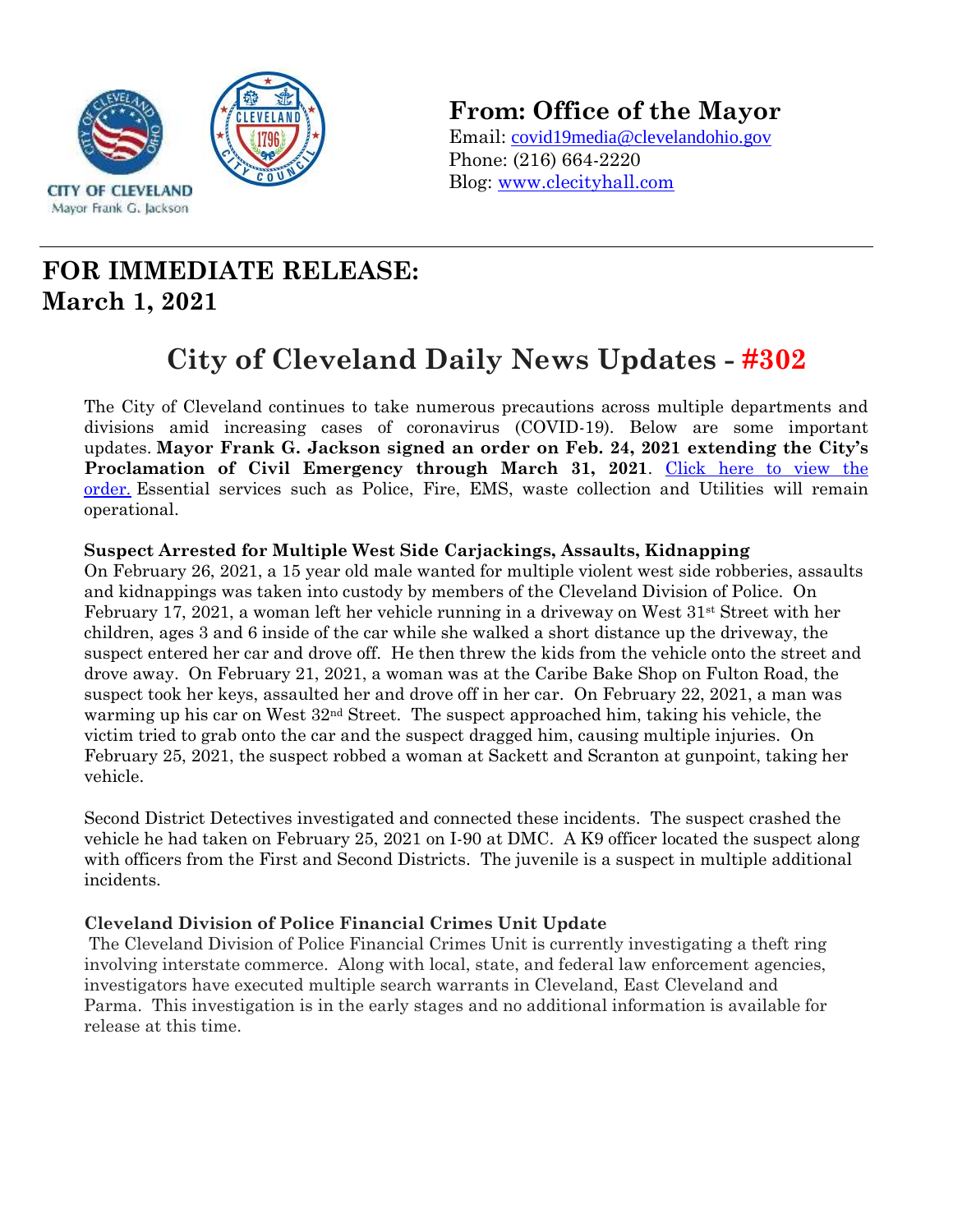CITY OF CLEVELAND
Mayor Frank G. Jackson

**From: Office of the Mayor**
Email: covid19media@clevelandohio.gov
Phone: (216) 664-2220
Blog: www.clecityhall.com

# FOR IMMEDIATE RELEASE:
# March 1, 2021

## City of Cleveland Daily News Updates - #302

The City of Cleveland continues to take numerous precautions across multiple departments and divisions amid increasing cases of coronavirus (COVID-19). Below are some important updates. **Mayor Frank G. Jackson signed an order on Feb. 24, 2021 extending the City's Proclamation of Civil Emergency through March 31, 2021**. Click here to view the order. Essential services such as Police, Fire, EMS, waste collection and Utilities will remain operational.

### Suspect Arrested for Multiple West Side Carjackings, Assaults, Kidnapping

On February 26, 2021, a 15 year old male wanted for multiple violent west side robberies, assaults and kidnappings was taken into custody by members of the Cleveland Division of Police. On February 17, 2021, a woman left her vehicle running in a driveway on West 31st Street with her children, ages 3 and 6 inside of the car while she walked a short distance up the driveway, the suspect entered her car and drove off. He then threw the kids from the vehicle onto the street and drove away. On February 21, 2021, a woman was at the Caribe Bake Shop on Fulton Road, the suspect took her keys, assaulted her and drove off in her car. On February 22, 2021, a man was warming up his car on West 32nd Street. The suspect approached him, taking his vehicle, the victim tried to grab onto the car and the suspect dragged him, causing multiple injuries. On February 25, 2021, the suspect robbed a woman at Sackett and Scranton at gunpoint, taking her vehicle.

Second District Detectives investigated and connected these incidents. The suspect crashed the vehicle he had taken on February 25, 2021 on I-90 at DMC. A K9 officer located the suspect along with officers from the First and Second Districts. The juvenile is a suspect in multiple additional incidents.

### Cleveland Division of Police Financial Crimes Unit Update

The Cleveland Division of Police Financial Crimes Unit is currently investigating a theft ring involving interstate commerce. Along with local, state, and federal law enforcement agencies, investigators have executed multiple search warrants in Cleveland, East Cleveland and Parma. This investigation is in the early stages and no additional information is available for release at this time.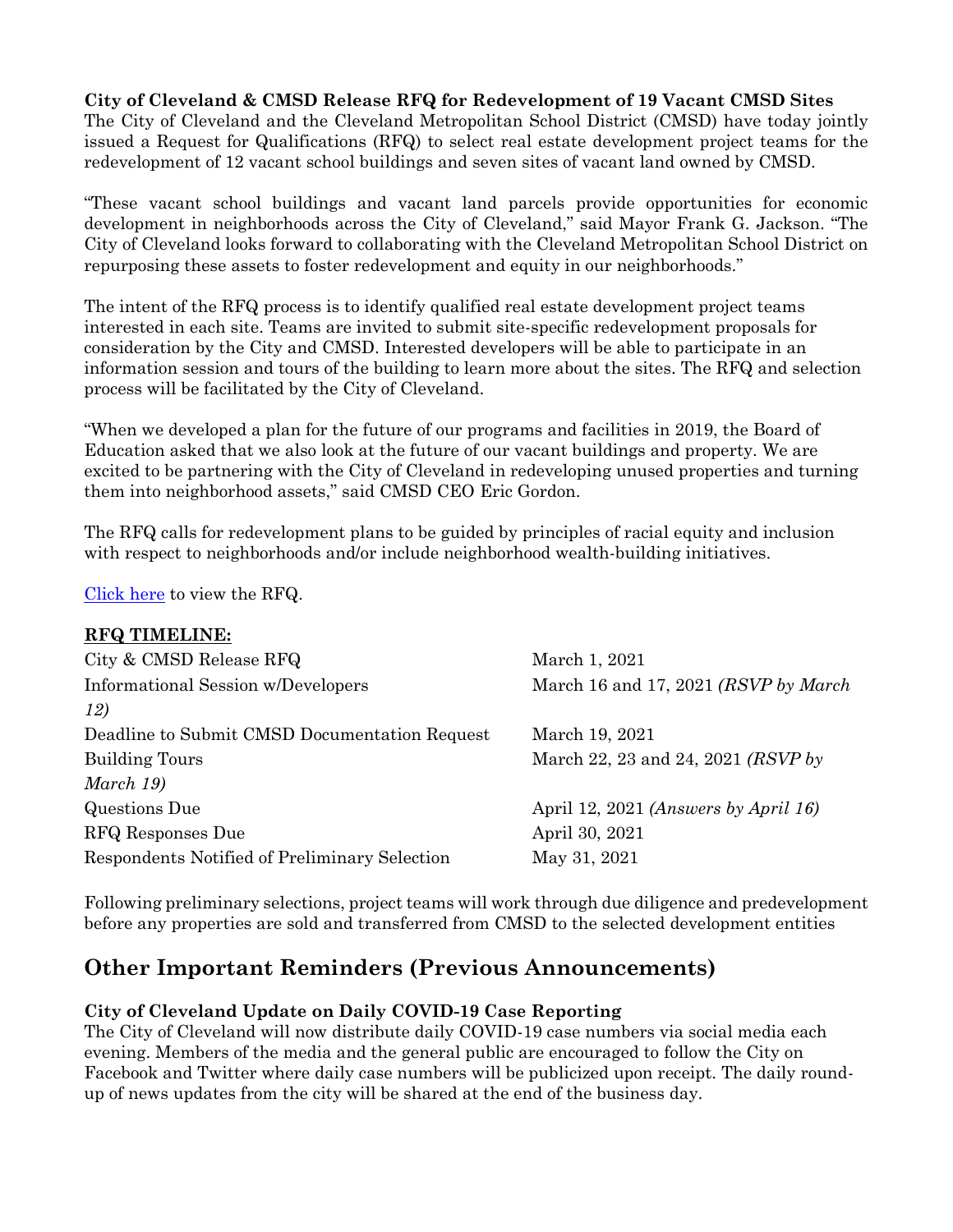**City of Cleveland & CMSD Release RFQ for Redevelopment of 19 Vacant CMSD Sites**

The City of Cleveland and the Cleveland Metropolitan School District (CMSD) have today jointly issued a Request for Qualifications (RFQ) to select real estate development project teams for the redevelopment of 12 vacant school buildings and seven sites of vacant land owned by CMSD.

"These vacant school buildings and vacant land parcels provide opportunities for economic development in neighborhoods across the City of Cleveland," said Mayor Frank G. Jackson. "The City of Cleveland looks forward to collaborating with the Cleveland Metropolitan School District on repurposing these assets to foster redevelopment and equity in our neighborhoods."

The intent of the RFQ process is to identify qualified real estate development project teams interested in each site. Teams are invited to submit site-specific redevelopment proposals for consideration by the City and CMSD. Interested developers will be able to participate in an information session and tours of the building to learn more about the sites. The RFQ and selection process will be facilitated by the City of Cleveland.

"When we developed a plan for the future of our programs and facilities in 2019, the Board of Education asked that we also look at the future of our vacant buildings and property. We are excited to be partnering with the City of Cleveland in redeveloping unused properties and turning them into neighborhood assets," said CMSD CEO Eric Gordon.

The RFQ calls for redevelopment plans to be guided by principles of racial equity and inclusion with respect to neighborhoods and/or include neighborhood wealth-building initiatives.

Click here to view the RFQ.

**RFQ TIMELINE:**

| | |
|---|---|
| City & CMSD Release RFQ | March 1, 2021 |
| Informational Session w/Developers | March 16 and 17, 2021 *(RSVP by March 12)* |
| Deadline to Submit CMSD Documentation Request | March 19, 2021 |
| Building Tours | March 22, 23 and 24, 2021 *(RSVP by March 19)* |
| Questions Due | April 12, 2021 *(Answers by April 16)* |
| RFQ Responses Due | April 30, 2021 |
| Respondents Notified of Preliminary Selection | May 31, 2021 |

Following preliminary selections, project teams will work through due diligence and predevelopment before any properties are sold and transferred from CMSD to the selected development entities

## Other Important Reminders (Previous Announcements)

**City of Cleveland Update on Daily COVID-19 Case Reporting**

The City of Cleveland will now distribute daily COVID-19 case numbers via social media each evening. Members of the media and the general public are encouraged to follow the City on Facebook and Twitter where daily case numbers will be publicized upon receipt. The daily round-up of news updates from the city will be shared at the end of the business day.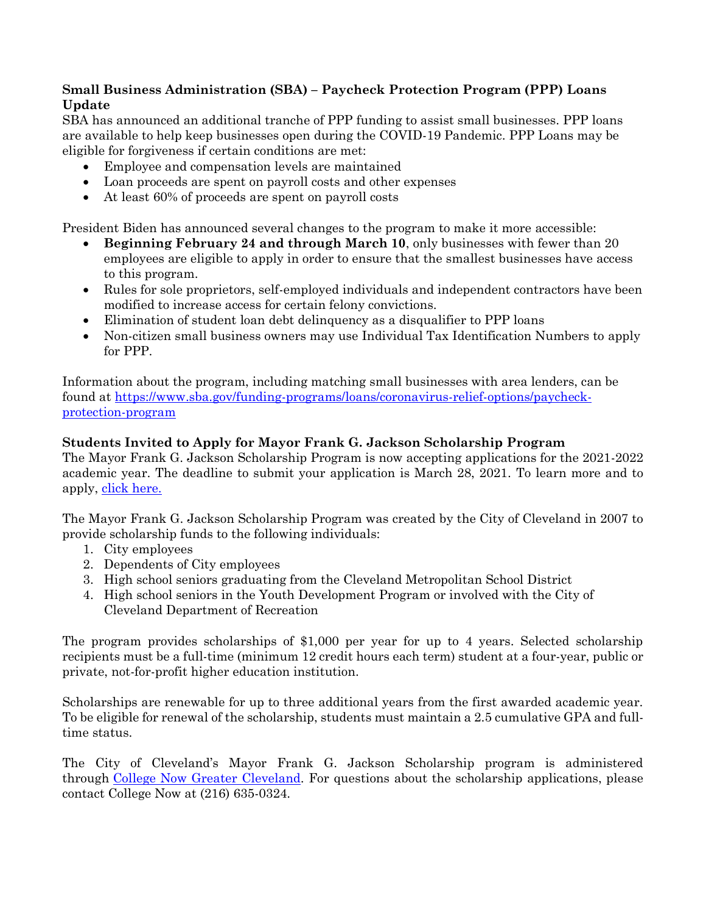**Small Business Administration (SBA) – Paycheck Protection Program (PPP) Loans Update**

SBA has announced an additional tranche of PPP funding to assist small businesses. PPP loans are available to help keep businesses open during the COVID-19 Pandemic. PPP Loans may be eligible for forgiveness if certain conditions are met:

- Employee and compensation levels are maintained
- Loan proceeds are spent on payroll costs and other expenses
- At least 60% of proceeds are spent on payroll costs

President Biden has announced several changes to the program to make it more accessible:

- **Beginning February 24 and through March 10**, only businesses with fewer than 20 employees are eligible to apply in order to ensure that the smallest businesses have access to this program.
- Rules for sole proprietors, self-employed individuals and independent contractors have been modified to increase access for certain felony convictions.
- Elimination of student loan debt delinquency as a disqualifier to PPP loans
- Non-citizen small business owners may use Individual Tax Identification Numbers to apply for PPP.

Information about the program, including matching small businesses with area lenders, can be found at [https://www.sba.gov/funding-programs/loans/coronavirus-relief-options/paycheck-protection-program](https://www.sba.gov/funding-programs/loans/coronavirus-relief-options/paycheck-protection-program)

**Students Invited to Apply for Mayor Frank G. Jackson Scholarship Program**

The Mayor Frank G. Jackson Scholarship Program is now accepting applications for the 2021-2022 academic year. The deadline to submit your application is March 28, 2021. To learn more and to apply, click here.

The Mayor Frank G. Jackson Scholarship Program was created by the City of Cleveland in 2007 to provide scholarship funds to the following individuals:

1. City employees
2. Dependents of City employees
3. High school seniors graduating from the Cleveland Metropolitan School District
4. High school seniors in the Youth Development Program or involved with the City of Cleveland Department of Recreation

The program provides scholarships of $1,000 per year for up to 4 years. Selected scholarship recipients must be a full-time (minimum 12 credit hours each term) student at a four-year, public or private, not-for-profit higher education institution.

Scholarships are renewable for up to three additional years from the first awarded academic year. To be eligible for renewal of the scholarship, students must maintain a 2.5 cumulative GPA and full-time status.

The City of Cleveland's Mayor Frank G. Jackson Scholarship program is administered through College Now Greater Cleveland. For questions about the scholarship applications, please contact College Now at (216) 635-0324.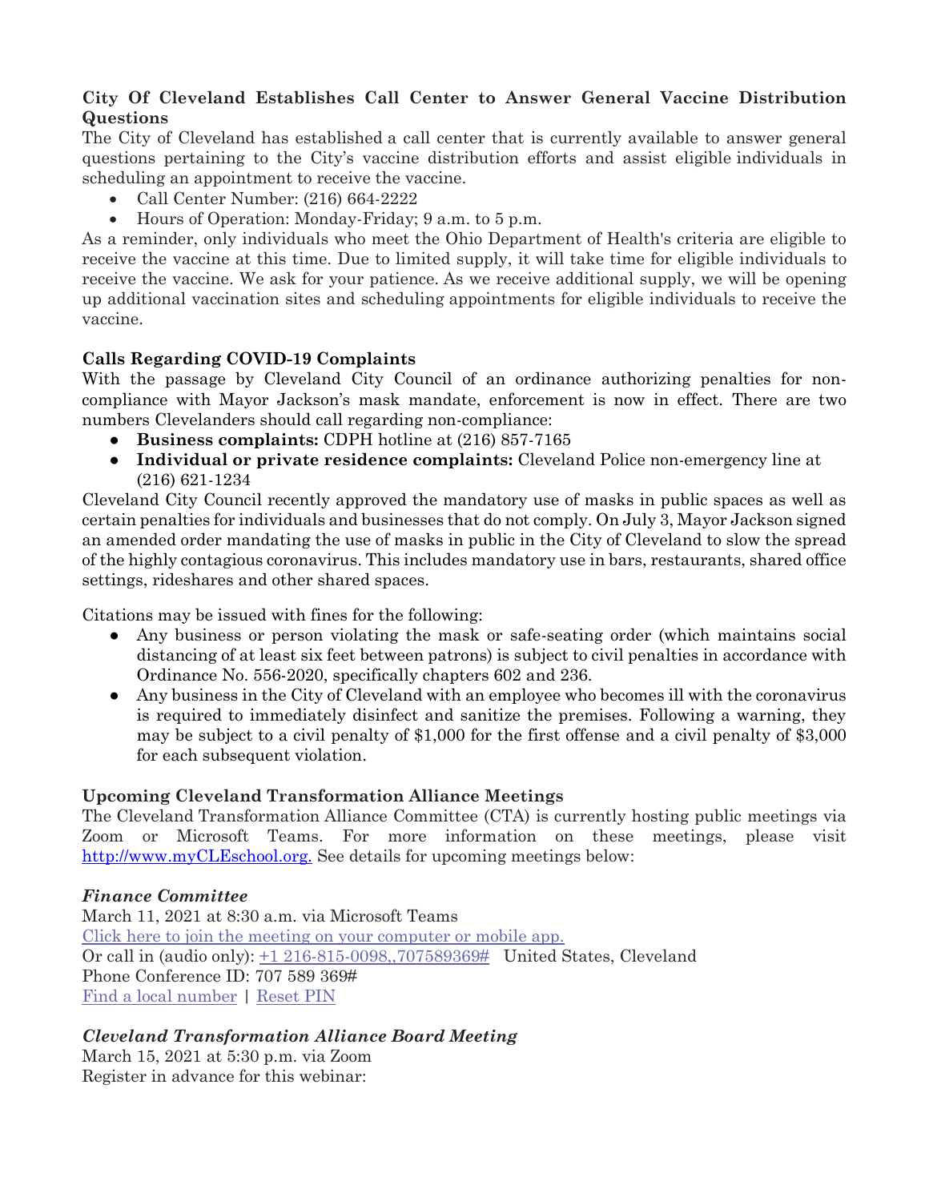**City Of Cleveland Establishes Call Center to Answer General Vaccine Distribution Questions**

The City of Cleveland has established a call center that is currently available to answer general questions pertaining to the City's vaccine distribution efforts and assist eligible individuals in scheduling an appointment to receive the vaccine.

- Call Center Number: (216) 664-2222
- Hours of Operation: Monday-Friday; 9 a.m. to 5 p.m.

As a reminder, only individuals who meet the Ohio Department of Health's criteria are eligible to receive the vaccine at this time. Due to limited supply, it will take time for eligible individuals to receive the vaccine. We ask for your patience. As we receive additional supply, we will be opening up additional vaccination sites and scheduling appointments for eligible individuals to receive the vaccine.

**Calls Regarding COVID-19 Complaints**

With the passage by Cleveland City Council of an ordinance authorizing penalties for non-compliance with Mayor Jackson's mask mandate, enforcement is now in effect. There are two numbers Clevelanders should call regarding non-compliance:

- **Business complaints:** CDPH hotline at (216) 857-7165
- **Individual or private residence complaints:** Cleveland Police non-emergency line at (216) 621-1234

Cleveland City Council recently approved the mandatory use of masks in public spaces as well as certain penalties for individuals and businesses that do not comply. On July 3, Mayor Jackson signed an amended order mandating the use of masks in public in the City of Cleveland to slow the spread of the highly contagious coronavirus. This includes mandatory use in bars, restaurants, shared office settings, rideshares and other shared spaces.

Citations may be issued with fines for the following:

- Any business or person violating the mask or safe-seating order (which maintains social distancing of at least six feet between patrons) is subject to civil penalties in accordance with Ordinance No. 556-2020, specifically chapters 602 and 236.
- Any business in the City of Cleveland with an employee who becomes ill with the coronavirus is required to immediately disinfect and sanitize the premises. Following a warning, they may be subject to a civil penalty of $1,000 for the first offense and a civil penalty of $3,000 for each subsequent violation.

**Upcoming Cleveland Transformation Alliance Meetings**

The Cleveland Transformation Alliance Committee (CTA) is currently hosting public meetings via Zoom or Microsoft Teams. For more information on these meetings, please visit http://www.myCLEschool.org. See details for upcoming meetings below:

***Finance Committee***

March 11, 2021 at 8:30 a.m. via Microsoft Teams
Click here to join the meeting on your computer or mobile app.
Or call in (audio only): +1 216-815-0098,,707589369# United States, Cleveland
Phone Conference ID: 707 589 369#
Find a local number | Reset PIN

***Cleveland Transformation Alliance Board Meeting***

March 15, 2021 at 5:30 p.m. via Zoom
Register in advance for this webinar: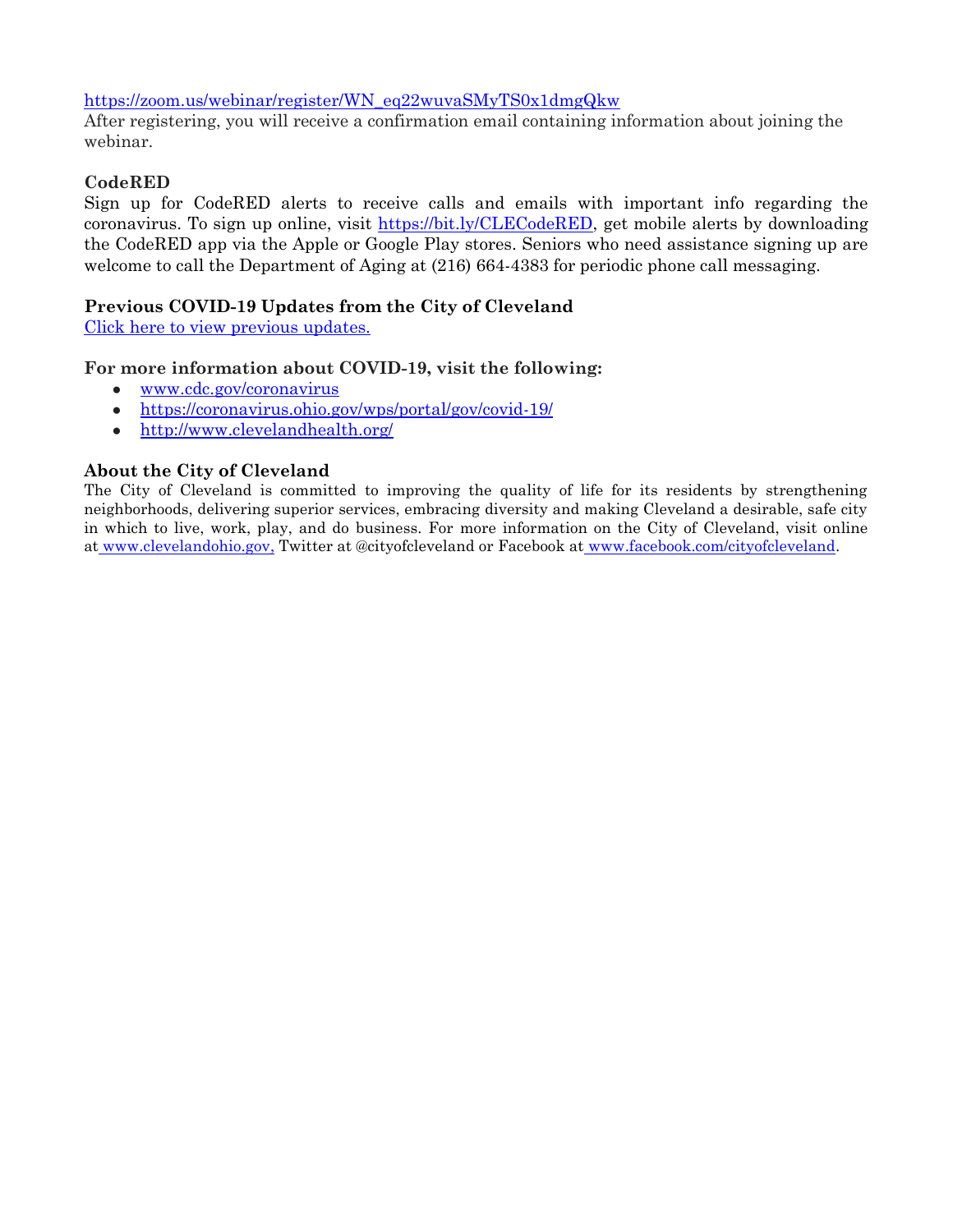https://zoom.us/webinar/register/WN_eq22wuvaSMyTS0x1dmgQkw
After registering, you will receive a confirmation email containing information about joining the webinar.

**CodeRED**
Sign up for CodeRED alerts to receive calls and emails with important info regarding the coronavirus. To sign up online, visit https://bit.ly/CLECodeRED, get mobile alerts by downloading the CodeRED app via the Apple or Google Play stores. Seniors who need assistance signing up are welcome to call the Department of Aging at (216) 664-4383 for periodic phone call messaging.

**Previous COVID-19 Updates from the City of Cleveland**
Click here to view previous updates.

**For more information about COVID-19, visit the following:**

- www.cdc.gov/coronavirus
- https://coronavirus.ohio.gov/wps/portal/gov/covid-19/
- http://www.clevelandhealth.org/

**About the City of Cleveland**
The City of Cleveland is committed to improving the quality of life for its residents by strengthening neighborhoods, delivering superior services, embracing diversity and making Cleveland a desirable, safe city in which to live, work, play, and do business. For more information on the City of Cleveland, visit online at www.clevelandohio.gov, Twitter at @cityofcleveland or Facebook at www.facebook.com/cityofcleveland.